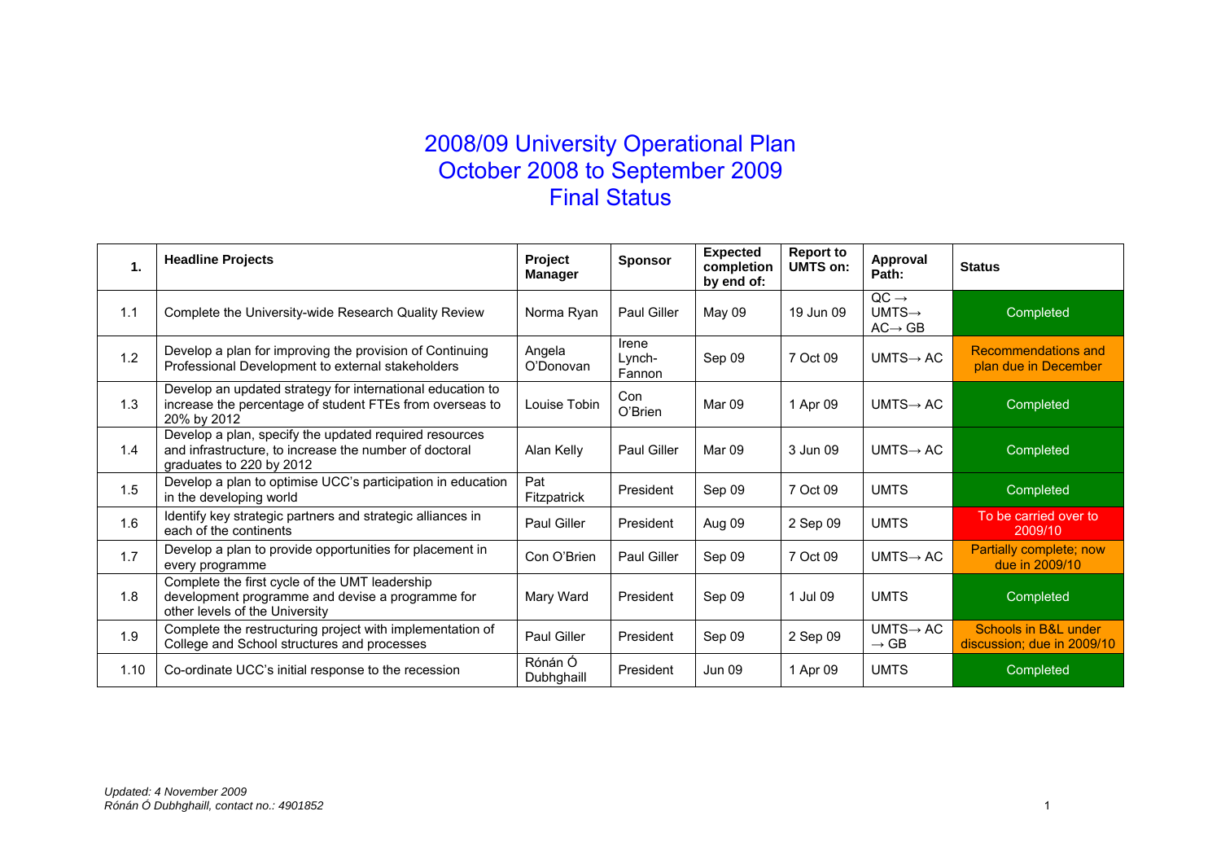# 2008/09 University Operational Plan
# October 2008 to September 2009
# Final Status

| 1. | Headline Projects | Project Manager | Sponsor | Expected completion by end of: | Report to UMTS on: | Approval Path: | Status |
|---|---|---|---|---|---|---|---|
| 1.1 | Complete the University-wide Research Quality Review | Norma Ryan | Paul Giller | May 09 | 19 Jun 09 | QC → UMTS→ AC→ GB | Completed |
| 1.2 | Develop a plan for improving the provision of Continuing Professional Development to external stakeholders | Angela O'Donovan | Irene Lynch-Fannon | Sep 09 | 7 Oct 09 | UMTS→ AC | Recommendations and plan due in December |
| 1.3 | Develop an updated strategy for international education to increase the percentage of student FTEs from overseas to 20% by 2012 | Louise Tobin | Con O'Brien | Mar 09 | 1 Apr 09 | UMTS→ AC | Completed |
| 1.4 | Develop a plan, specify the updated required resources and infrastructure, to increase the number of doctoral graduates to 220 by 2012 | Alan Kelly | Paul Giller | Mar 09 | 3 Jun 09 | UMTS→ AC | Completed |
| 1.5 | Develop a plan to optimise UCC's participation in education in the developing world | Pat Fitzpatrick | President | Sep 09 | 7 Oct 09 | UMTS | Completed |
| 1.6 | Identify key strategic partners and strategic alliances in each of the continents | Paul Giller | President | Aug 09 | 2 Sep 09 | UMTS | To be carried over to 2009/10 |
| 1.7 | Develop a plan to provide opportunities for placement in every programme | Con O'Brien | Paul Giller | Sep 09 | 7 Oct 09 | UMTS→ AC | Partially complete; now due in 2009/10 |
| 1.8 | Complete the first cycle of the UMT leadership development programme and devise a programme for other levels of the University | Mary Ward | President | Sep 09 | 1 Jul 09 | UMTS | Completed |
| 1.9 | Complete the restructuring project with implementation of College and School structures and processes | Paul Giller | President | Sep 09 | 2 Sep 09 | UMTS→ AC → GB | Schools in B&L under discussion; due in 2009/10 |
| 1.10 | Co-ordinate UCC's initial response to the recession | Rónán Ó Dubhghaill | President | Jun 09 | 1 Apr 09 | UMTS | Completed |

*Updated: 4 November 2009*
*Rónán Ó Dubhghaill, contact no.: 4901852*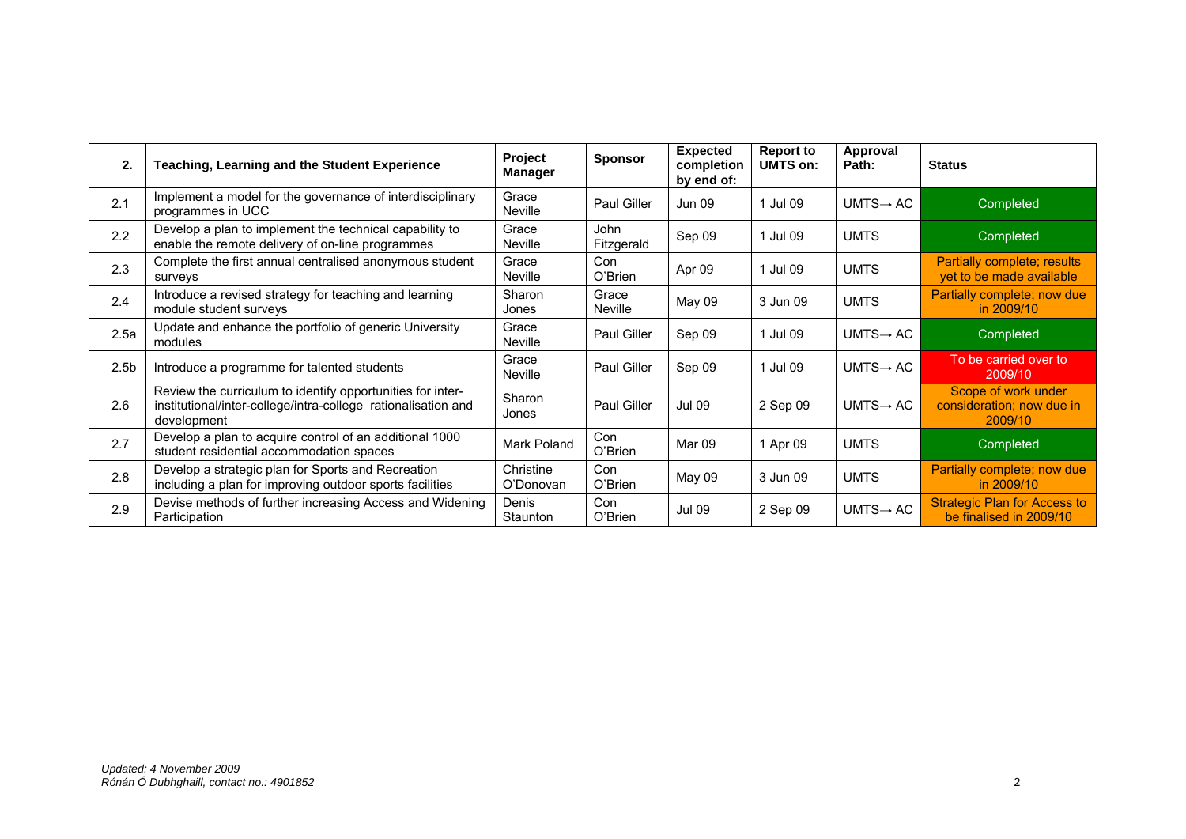| 2. | Teaching, Learning and the Student Experience | Project Manager | Sponsor | Expected completion by end of: | Report to UMTS on: | Approval Path: | Status |
|---|---|---|---|---|---|---|---|
| 2.1 | Implement a model for the governance of interdisciplinary programmes in UCC | Grace Neville | Paul Giller | Jun 09 | 1 Jul 09 | UMTS→ AC | Completed |
| 2.2 | Develop a plan to implement the technical capability to enable the remote delivery of on-line programmes | Grace Neville | John Fitzgerald | Sep 09 | 1 Jul 09 | UMTS | Completed |
| 2.3 | Complete the first annual centralised anonymous student surveys | Grace Neville | Con O'Brien | Apr 09 | 1 Jul 09 | UMTS | Partially complete; results yet to be made available |
| 2.4 | Introduce a revised strategy for teaching and learning module student surveys | Sharon Jones | Grace Neville | May 09 | 3 Jun 09 | UMTS | Partially complete; now due in 2009/10 |
| 2.5a | Update and enhance the portfolio of generic University modules | Grace Neville | Paul Giller | Sep 09 | 1 Jul 09 | UMTS→ AC | Completed |
| 2.5b | Introduce a programme for talented students | Grace Neville | Paul Giller | Sep 09 | 1 Jul 09 | UMTS→ AC | To be carried over to 2009/10 |
| 2.6 | Review the curriculum to identify opportunities for inter-institutional/inter-college/intra-college rationalisation and development | Sharon Jones | Paul Giller | Jul 09 | 2 Sep 09 | UMTS→ AC | Scope of work under consideration; now due in 2009/10 |
| 2.7 | Develop a plan to acquire control of an additional 1000 student residential accommodation spaces | Mark Poland | Con O'Brien | Mar 09 | 1 Apr 09 | UMTS | Completed |
| 2.8 | Develop a strategic plan for Sports and Recreation including a plan for improving outdoor sports facilities | Christine O'Donovan | Con O'Brien | May 09 | 3 Jun 09 | UMTS | Partially complete; now due in 2009/10 |
| 2.9 | Devise methods of further increasing Access and Widening Participation | Denis Staunton | Con O'Brien | Jul 09 | 2 Sep 09 | UMTS→ AC | Strategic Plan for Access to be finalised in 2009/10 |

*Updated: 4 November 2009*
*Rónán Ó Dubhghaill, contact no.: 4901852*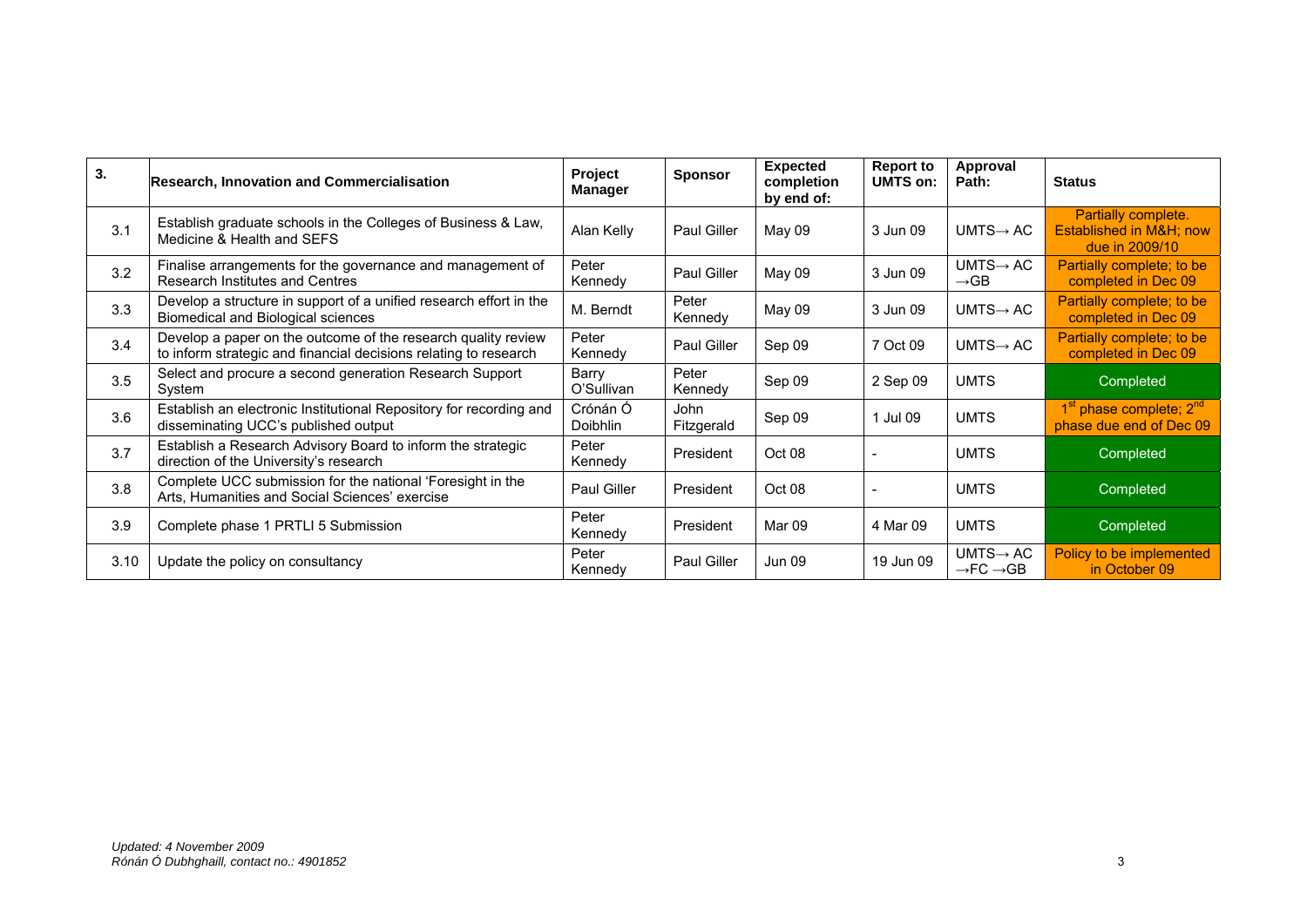| 3. | Research, Innovation and Commercialisation | Project Manager | Sponsor | Expected completion by end of: | Report to UMTS on: | Approval Path: | Status |
|---|---|---|---|---|---|---|---|
| 3.1 | Establish graduate schools in the Colleges of Business & Law, Medicine & Health and SEFS | Alan Kelly | Paul Giller | May 09 | 3 Jun 09 | UMTS→ AC | Partially complete. Established in M&H; now due in 2009/10 |
| 3.2 | Finalise arrangements for the governance and management of Research Institutes and Centres | Peter Kennedy | Paul Giller | May 09 | 3 Jun 09 | UMTS→ AC →GB | Partially complete; to be completed in Dec 09 |
| 3.3 | Develop a structure in support of a unified research effort in the Biomedical and Biological sciences | M. Berndt | Peter Kennedy | May 09 | 3 Jun 09 | UMTS→ AC | Partially complete; to be completed in Dec 09 |
| 3.4 | Develop a paper on the outcome of the research quality review to inform strategic and financial decisions relating to research | Peter Kennedy | Paul Giller | Sep 09 | 7 Oct 09 | UMTS→ AC | Partially complete; to be completed in Dec 09 |
| 3.5 | Select and procure a second generation Research Support System | Barry O'Sullivan | Peter Kennedy | Sep 09 | 2 Sep 09 | UMTS | Completed |
| 3.6 | Establish an electronic Institutional Repository for recording and disseminating UCC's published output | Crónán Ó Doibhlin | John Fitzgerald | Sep 09 | 1 Jul 09 | UMTS | 1st phase complete; 2nd phase due end of Dec 09 |
| 3.7 | Establish a Research Advisory Board to inform the strategic direction of the University's research | Peter Kennedy | President | Oct 08 | - | UMTS | Completed |
| 3.8 | Complete UCC submission for the national 'Foresight in the Arts, Humanities and Social Sciences' exercise | Paul Giller | President | Oct 08 | - | UMTS | Completed |
| 3.9 | Complete phase 1 PRTLI 5 Submission | Peter Kennedy | President | Mar 09 | 4 Mar 09 | UMTS | Completed |
| 3.10 | Update the policy on consultancy | Peter Kennedy | Paul Giller | Jun 09 | 19 Jun 09 | UMTS→ AC →FC →GB | Policy to be implemented in October 09 |

*Updated: 4 November 2009*
*Rónán Ó Dubhghaill, contact no.: 4901852*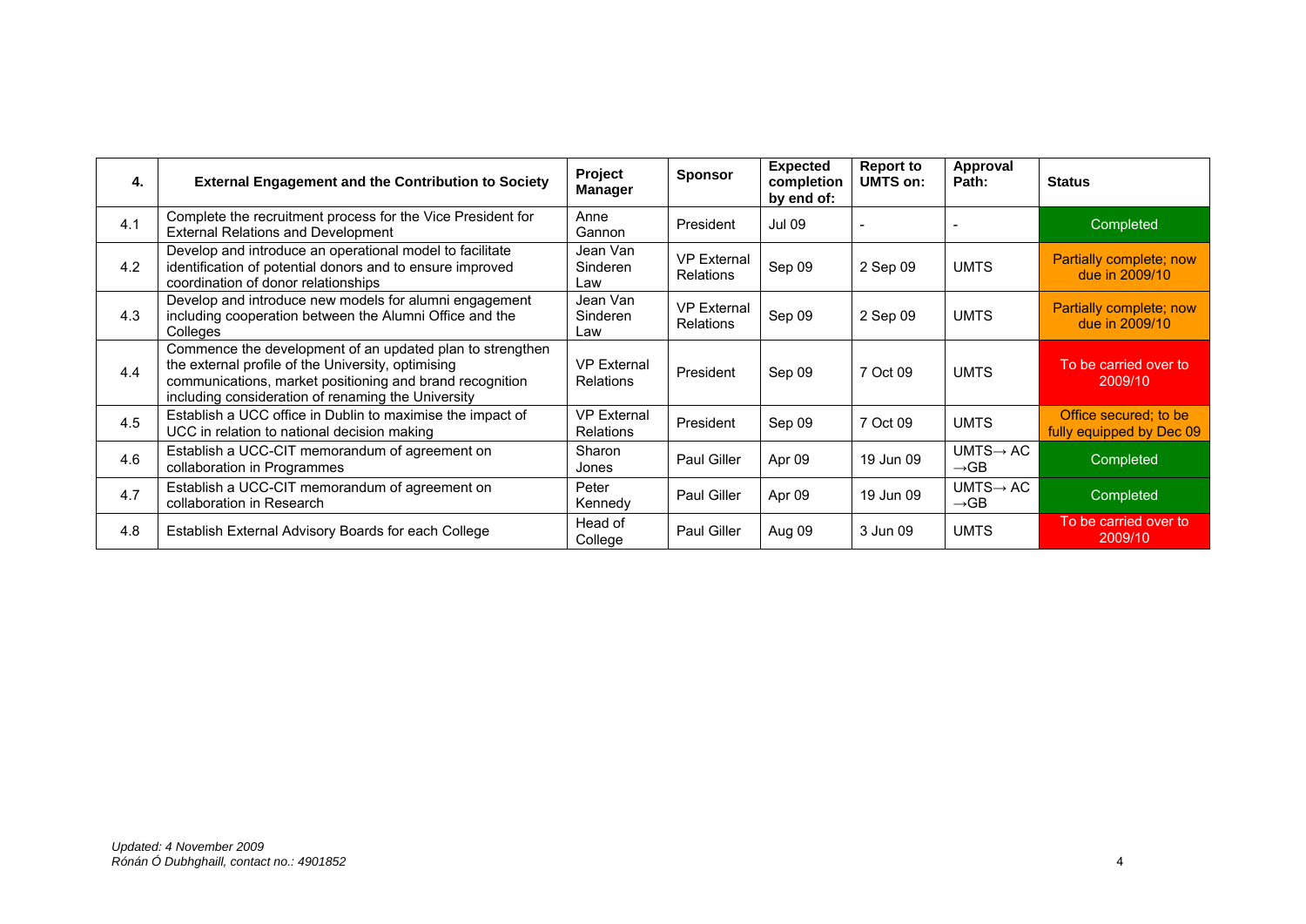| 4. | External Engagement and the Contribution to Society | Project Manager | Sponsor | Expected completion by end of: | Report to UMTS on: | Approval Path: | Status |
|---|---|---|---|---|---|---|---|
| 4.1 | Complete the recruitment process for the Vice President for External Relations and Development | Anne Gannon | President | Jul 09 | - | - | Completed |
| 4.2 | Develop and introduce an operational model to facilitate identification of potential donors and to ensure improved coordination of donor relationships | Jean Van Sinderen Law | VP External Relations | Sep 09 | 2 Sep 09 | UMTS | Partially complete; now due in 2009/10 |
| 4.3 | Develop and introduce new models for alumni engagement including cooperation between the Alumni Office and the Colleges | Jean Van Sinderen Law | VP External Relations | Sep 09 | 2 Sep 09 | UMTS | Partially complete; now due in 2009/10 |
| 4.4 | Commence the development of an updated plan to strengthen the external profile of the University, optimising communications, market positioning and brand recognition including consideration of renaming the University | VP External Relations | President | Sep 09 | 7 Oct 09 | UMTS | To be carried over to 2009/10 |
| 4.5 | Establish a UCC office in Dublin to maximise the impact of UCC in relation to national decision making | VP External Relations | President | Sep 09 | 7 Oct 09 | UMTS | Office secured; to be fully equipped by Dec 09 |
| 4.6 | Establish a UCC-CIT memorandum of agreement on collaboration in Programmes | Sharon Jones | Paul Giller | Apr 09 | 19 Jun 09 | UMTS→ AC →GB | Completed |
| 4.7 | Establish a UCC-CIT memorandum of agreement on collaboration in Research | Peter Kennedy | Paul Giller | Apr 09 | 19 Jun 09 | UMTS→ AC →GB | Completed |
| 4.8 | Establish External Advisory Boards for each College | Head of College | Paul Giller | Aug 09 | 3 Jun 09 | UMTS | To be carried over to 2009/10 |

*Updated: 4 November 2009*
*Rónán Ó Dubhghaill, contact no.: 4901852*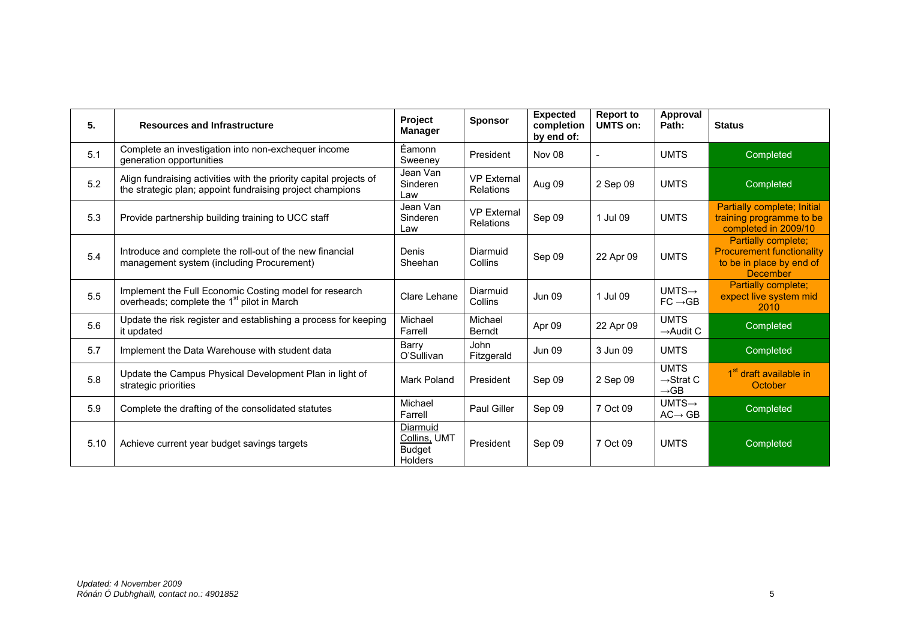| 5. | Resources and Infrastructure | Project Manager | Sponsor | Expected completion by end of: | Report to UMTS on: | Approval Path: | Status |
|---|---|---|---|---|---|---|---|
| 5.1 | Complete an investigation into non-exchequer income generation opportunities | Éamonn Sweeney | President | Nov 08 | - | UMTS | Completed |
| 5.2 | Align fundraising activities with the priority capital projects of the strategic plan; appoint fundraising project champions | Jean Van Sinderen Law | VP External Relations | Aug 09 | 2 Sep 09 | UMTS | Completed |
| 5.3 | Provide partnership building training to UCC staff | Jean Van Sinderen Law | VP External Relations | Sep 09 | 1 Jul 09 | UMTS | Partially complete; Initial training programme to be completed in 2009/10 |
| 5.4 | Introduce and complete the roll-out of the new financial management system (including Procurement) | Denis Sheehan | Diarmuid Collins | Sep 09 | 22 Apr 09 | UMTS | Partially complete; Procurement functionality to be in place by end of December |
| 5.5 | Implement the Full Economic Costing model for research overheads; complete the 1st pilot in March | Clare Lehane | Diarmuid Collins | Jun 09 | 1 Jul 09 | UMTS→ FC →GB | Partially complete; expect live system mid 2010 |
| 5.6 | Update the risk register and establishing a process for keeping it updated | Michael Farrell | Michael Berndt | Apr 09 | 22 Apr 09 | UMTS →Audit C | Completed |
| 5.7 | Implement the Data Warehouse with student data | Barry O'Sullivan | John Fitzgerald | Jun 09 | 3 Jun 09 | UMTS | Completed |
| 5.8 | Update the Campus Physical Development Plan in light of strategic priorities | Mark Poland | President | Sep 09 | 2 Sep 09 | UMTS →Strat C →GB | 1st draft available in October |
| 5.9 | Complete the drafting of the consolidated statutes | Michael Farrell | Paul Giller | Sep 09 | 7 Oct 09 | UMTS→ AC→ GB | Completed |
| 5.10 | Achieve current year budget savings targets | Diarmuid Collins, UMT Budget Holders | President | Sep 09 | 7 Oct 09 | UMTS | Completed |

*Updated: 4 November 2009*
*Rónán Ó Dubhghaill, contact no.: 4901852*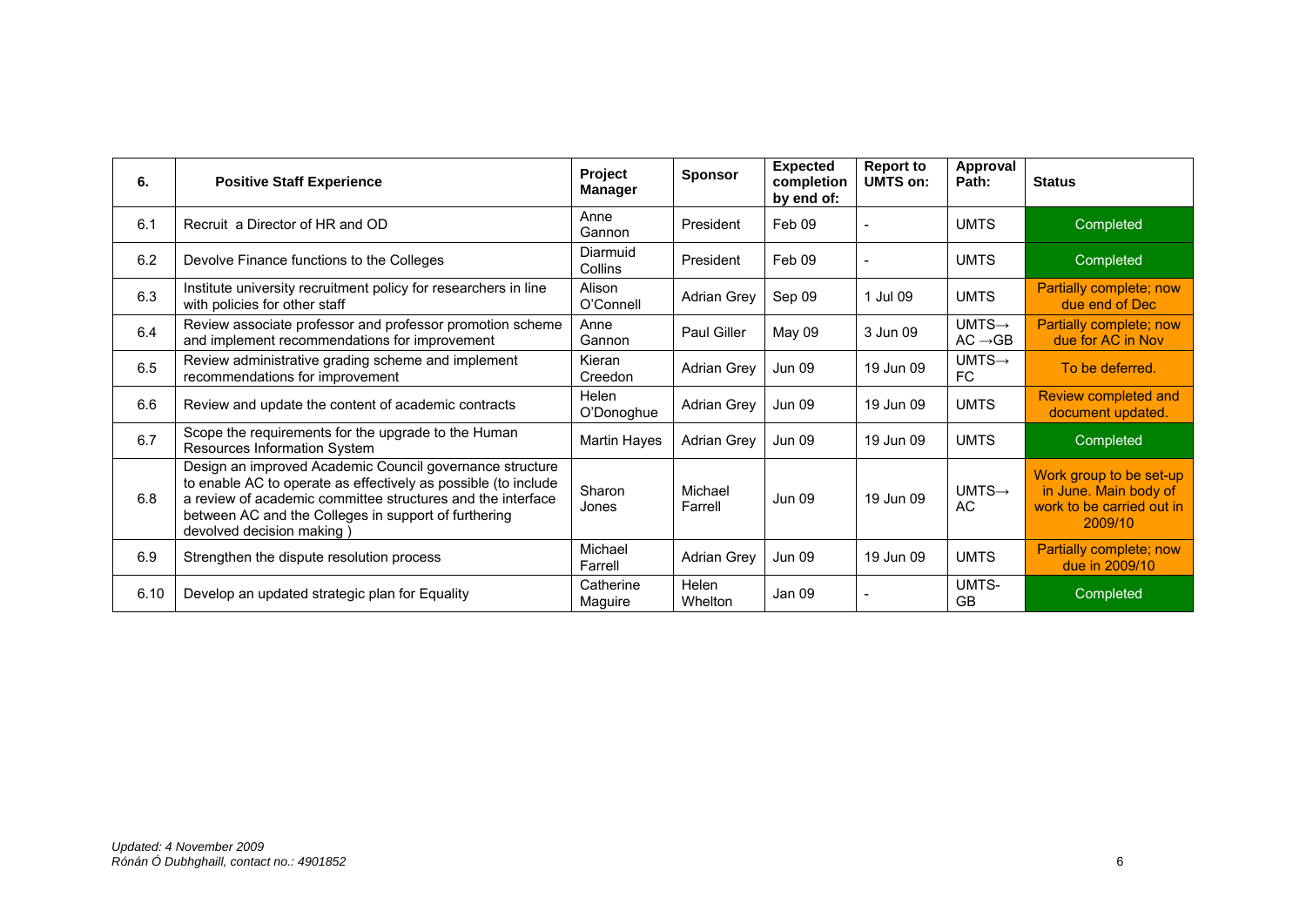| 6. | Positive Staff Experience | Project Manager | Sponsor | Expected completion by end of: | Report to UMTS on: | Approval Path: | Status |
|---|---|---|---|---|---|---|---|
| 6.1 | Recruit a Director of HR and OD | Anne Gannon | President | Feb 09 | - | UMTS | Completed |
| 6.2 | Devolve Finance functions to the Colleges | Diarmuid Collins | President | Feb 09 | - | UMTS | Completed |
| 6.3 | Institute university recruitment policy for researchers in line with policies for other staff | Alison O'Connell | Adrian Grey | Sep 09 | 1 Jul 09 | UMTS | Partially complete; now due end of Dec |
| 6.4 | Review associate professor and professor promotion scheme and implement recommendations for improvement | Anne Gannon | Paul Giller | May 09 | 3 Jun 09 | UMTS→ AC →GB | Partially complete; now due for AC in Nov |
| 6.5 | Review administrative grading scheme and implement recommendations for improvement | Kieran Creedon | Adrian Grey | Jun 09 | 19 Jun 09 | UMTS→ FC | To be deferred. |
| 6.6 | Review and update the content of academic contracts | Helen O'Donoghue | Adrian Grey | Jun 09 | 19 Jun 09 | UMTS | Review completed and document updated. |
| 6.7 | Scope the requirements for the upgrade to the Human Resources Information System | Martin Hayes | Adrian Grey | Jun 09 | 19 Jun 09 | UMTS | Completed |
| 6.8 | Design an improved Academic Council governance structure to enable AC to operate as effectively as possible (to include a review of academic committee structures and the interface between AC and the Colleges in support of furthering devolved decision making ) | Sharon Jones | Michael Farrell | Jun 09 | 19 Jun 09 | UMTS→ AC | Work group to be set-up in June. Main body of work to be carried out in 2009/10 |
| 6.9 | Strengthen the dispute resolution process | Michael Farrell | Adrian Grey | Jun 09 | 19 Jun 09 | UMTS | Partially complete; now due in 2009/10 |
| 6.10 | Develop an updated strategic plan for Equality | Catherine Maguire | Helen Whelton | Jan 09 | - | UMTS-GB | Completed |

*Updated: 4 November 2009*
*Rónán Ó Dubhghaill, contact no.: 4901852*